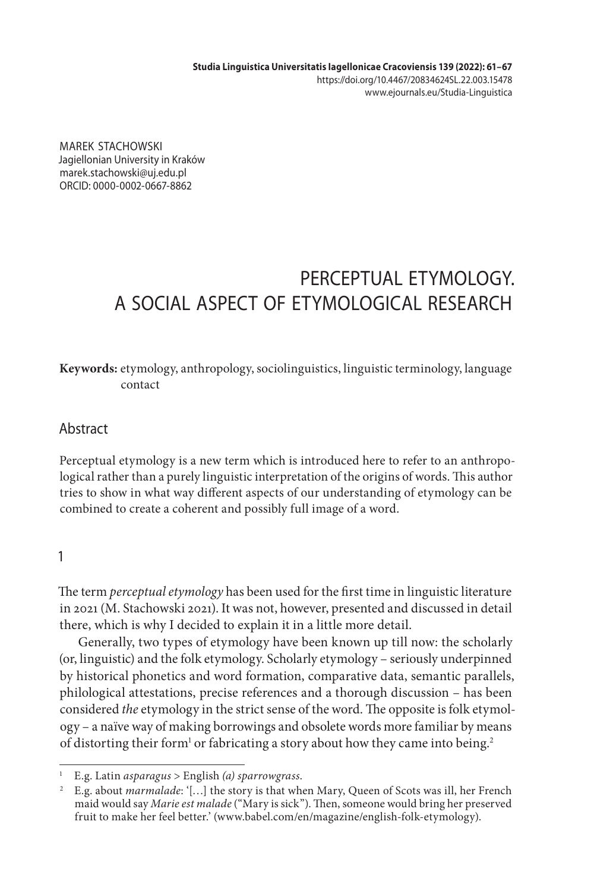MAREK STACHOWSKI
Jagiellonian University in Kraków
marek.stachowski@uj.edu.pl
ORCID: 0000-0002-0667-8862

# PERCEPTUAL ETYMOLOGY. A SOCIAL ASPECT OF ETYMOLOGICAL RESEARCH

**Keywords:** etymology, anthropology, sociolinguistics, linguistic terminology, language contact

## Abstract

Perceptual etymology is a new term which is introduced here to refer to an anthropological rather than a purely linguistic interpretation of the origins of words. This author tries to show in what way different aspects of our understanding of etymology can be combined to create a coherent and possibly full image of a word.

## 1

The term *perceptual etymology* has been used for the first time in linguistic literature in 2021 (M. Stachowski 2021). It was not, however, presented and discussed in detail there, which is why I decided to explain it in a little more detail.

Generally, two types of etymology have been known up till now: the scholarly (or, linguistic) and the folk etymology. Scholarly etymology – seriously underpinned by historical phonetics and word formation, comparative data, semantic parallels, philological attestations, precise references and a thorough discussion – has been considered *the* etymology in the strict sense of the word. The opposite is folk etymology – a naïve way of making borrowings and obsolete words more familiar by means of distorting their form[1] or fabricating a story about how they came into being.[2]

---

[1] E.g. Latin *asparagus* > English *(a) sparrowgrass*.

[2] E.g. about *marmalade*: '[…] the story is that when Mary, Queen of Scots was ill, her French maid would say *Marie est malade* ("Mary is sick"). Then, someone would bring her preserved fruit to make her feel better.' (www.babel.com/en/magazine/english-folk-etymology).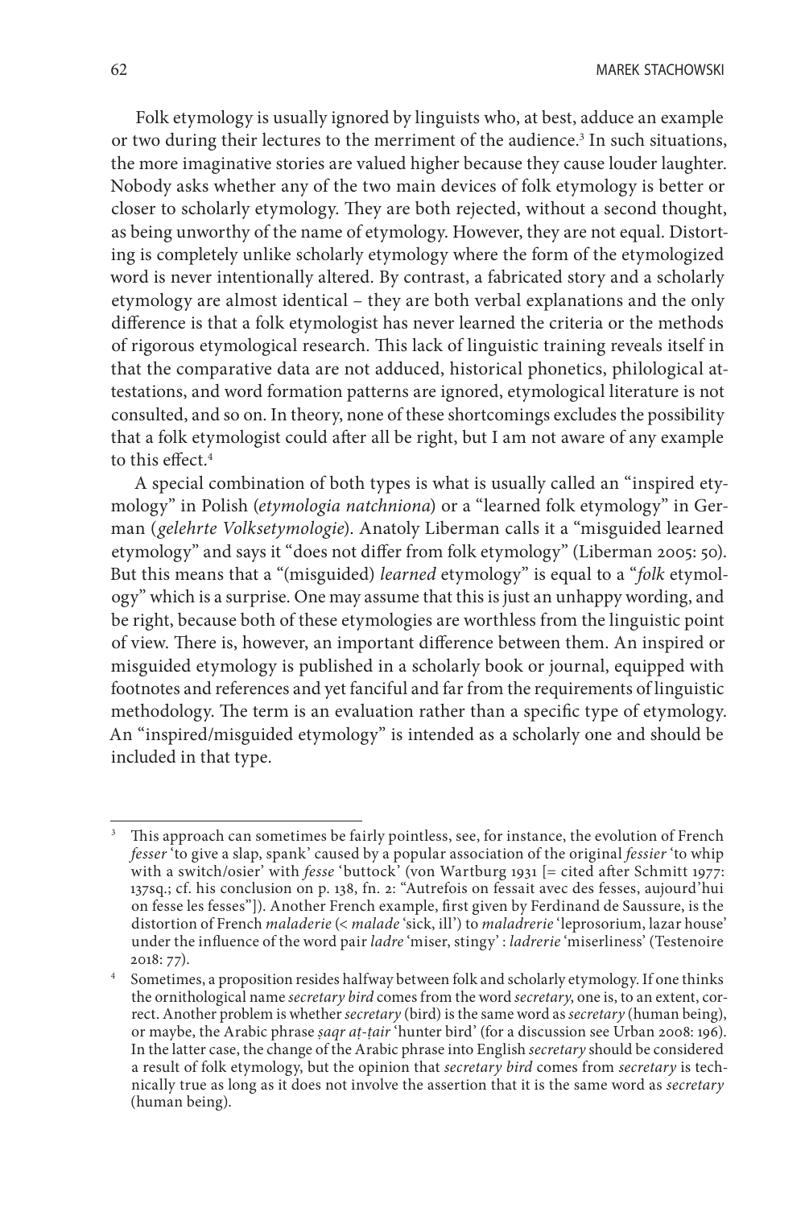Folk etymology is usually ignored by linguists who, at best, adduce an example or two during their lectures to the merriment of the audience.[3] In such situations, the more imaginative stories are valued higher because they cause louder laughter. Nobody asks whether any of the two main devices of folk etymology is better or closer to scholarly etymology. They are both rejected, without a second thought, as being unworthy of the name of etymology. However, they are not equal. Distorting is completely unlike scholarly etymology where the form of the etymologized word is never intentionally altered. By contrast, a fabricated story and a scholarly etymology are almost identical – they are both verbal explanations and the only difference is that a folk etymologist has never learned the criteria or the methods of rigorous etymological research. This lack of linguistic training reveals itself in that the comparative data are not adduced, historical phonetics, philological attestations, and word formation patterns are ignored, etymological literature is not consulted, and so on. In theory, none of these shortcomings excludes the possibility that a folk etymologist could after all be right, but I am not aware of any example to this effect.[4]

A special combination of both types is what is usually called an "inspired etymology" in Polish (*etymologia natchniona*) or a "learned folk etymology" in German (*gelehrte Volksetymologie*). Anatoly Liberman calls it a "misguided learned etymology" and says it "does not differ from folk etymology" (Liberman 2005: 50). But this means that a "(misguided) *learned* etymology" is equal to a "*folk* etymology" which is a surprise. One may assume that this is just an unhappy wording, and be right, because both of these etymologies are worthless from the linguistic point of view. There is, however, an important difference between them. An inspired or misguided etymology is published in a scholarly book or journal, equipped with footnotes and references and yet fanciful and far from the requirements of linguistic methodology. The term is an evaluation rather than a specific type of etymology. An "inspired/misguided etymology" is intended as a scholarly one and should be included in that type.

---

[3] This approach can sometimes be fairly pointless, see, for instance, the evolution of French *fesser* 'to give a slap, spank' caused by a popular association of the original *fessier* 'to whip with a switch/osier' with *fesse* 'buttock' (von Wartburg 1931 [= cited after Schmitt 1977: 137sq.; cf. his conclusion on p. 138, fn. 2: "Autrefois on fessait avec des fesses, aujourd'hui on fesse les fesses"]). Another French example, first given by Ferdinand de Saussure, is the distortion of French *maladerie* (< *malade* 'sick, ill') to *maladrerie* 'leprosorium, lazar house' under the influence of the word pair *ladre* 'miser, stingy' : *ladrerie* 'miserliness' (Testenoire 2018: 77).

[4] Sometimes, a proposition resides halfway between folk and scholarly etymology. If one thinks the ornithological name *secretary bird* comes from the word *secretary*, one is, to an extent, correct. Another problem is whether *secretary* (bird) is the same word as *secretary* (human being), or maybe, the Arabic phrase *ṣaqr aṭ-ṭair* 'hunter bird' (for a discussion see Urban 2008: 196). In the latter case, the change of the Arabic phrase into English *secretary* should be considered a result of folk etymology, but the opinion that *secretary bird* comes from *secretary* is technically true as long as it does not involve the assertion that it is the same word as *secretary* (human being).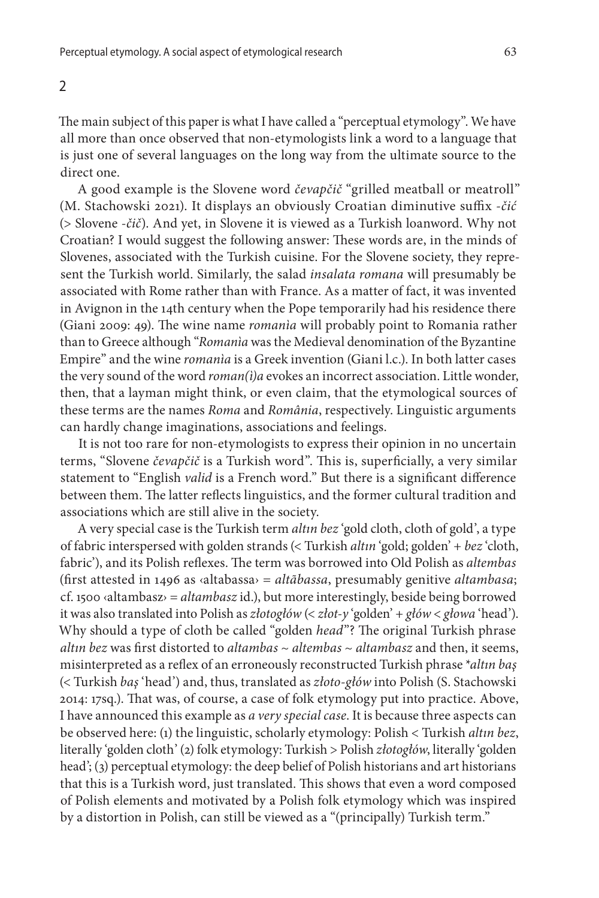## 2

The main subject of this paper is what I have called a "perceptual etymology". We have all more than once observed that non-etymologists link a word to a language that is just one of several languages on the long way from the ultimate source to the direct one.

A good example is the Slovene word *čevapčič* "grilled meatball or meatroll" (M. Stachowski 2021). It displays an obviously Croatian diminutive suffix *-čić* (> Slovene *-čič*). And yet, in Slovene it is viewed as a Turkish loanword. Why not Croatian? I would suggest the following answer: These words are, in the minds of Slovenes, associated with the Turkish cuisine. For the Slovene society, they represent the Turkish world. Similarly, the salad *insalata romana* will presumably be associated with Rome rather than with France. As a matter of fact, it was invented in Avignon in the 14th century when the Pope temporarily had his residence there (Giani 2009: 49). The wine name *romanìa* will probably point to Romania rather than to Greece although "*Romanìa* was the Medieval denomination of the Byzantine Empire" and the wine *romanìa* is a Greek invention (Giani l.c.). In both latter cases the very sound of the word *roman(i)a* evokes an incorrect association. Little wonder, then, that a layman might think, or even claim, that the etymological sources of these terms are the names *Roma* and *România*, respectively. Linguistic arguments can hardly change imaginations, associations and feelings.

It is not too rare for non-etymologists to express their opinion in no uncertain terms, "Slovene *čevapčič* is a Turkish word". This is, superficially, a very similar statement to "English *valid* is a French word." But there is a significant difference between them. The latter reflects linguistics, and the former cultural tradition and associations which are still alive in the society.

A very special case is the Turkish term *altın bez* 'gold cloth, cloth of gold', a type of fabric interspersed with golden strands (< Turkish *altın* 'gold; golden' + *bez* 'cloth, fabric'), and its Polish reflexes. The term was borrowed into Old Polish as *altembas* (first attested in 1496 as ‹altabassa› = *altãbassa*, presumably genitive *altambasa*; cf. 1500 ‹altambasz› = *altambasz* id.), but more interestingly, beside being borrowed it was also translated into Polish as *złotogłów* (< *złot-y* 'golden' + *głów* < *głowa* 'head'). Why should a type of cloth be called "golden *head*"? The original Turkish phrase *altın bez* was first distorted to *altambas* ~ *altembas* ~ *altambasz* and then, it seems, misinterpreted as a reflex of an erroneously reconstructed Turkish phrase \**altın baş* (< Turkish *baş* 'head') and, thus, translated as *złoto-głów* into Polish (S. Stachowski 2014: 17sq.). That was, of course, a case of folk etymology put into practice. Above, I have announced this example as *a very special case*. It is because three aspects can be observed here: (1) the linguistic, scholarly etymology: Polish < Turkish *altın bez*, literally 'golden cloth' (2) folk etymology: Turkish > Polish *złotogłów*, literally 'golden head'; (3) perceptual etymology: the deep belief of Polish historians and art historians that this is a Turkish word, just translated. This shows that even a word composed of Polish elements and motivated by a Polish folk etymology which was inspired by a distortion in Polish, can still be viewed as a "(principally) Turkish term."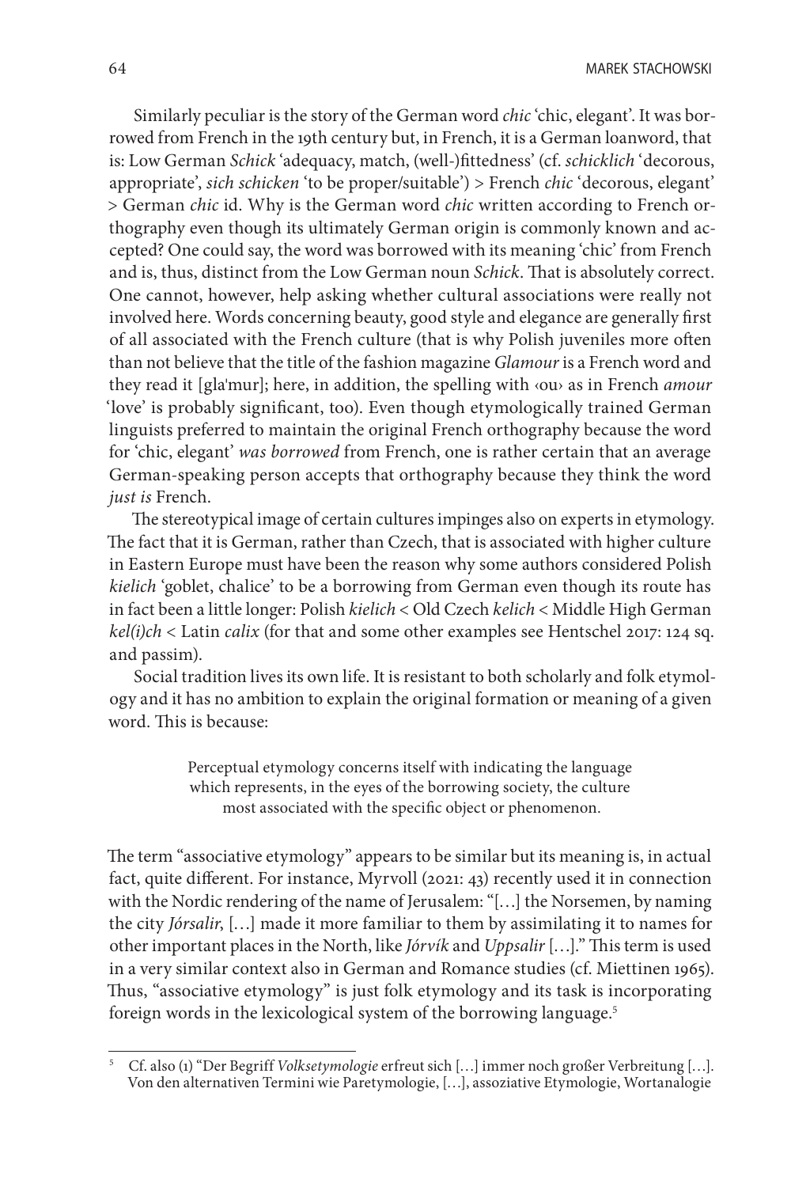Similarly peculiar is the story of the German word *chic* 'chic, elegant'. It was borrowed from French in the 19th century but, in French, it is a German loanword, that is: Low German *Schick* 'adequacy, match, (well-)fittedness' (cf. *schicklich* 'decorous, appropriate', *sich schicken* 'to be proper/suitable') > French *chic* 'decorous, elegant' > German *chic* id. Why is the German word *chic* written according to French orthography even though its ultimately German origin is commonly known and accepted? One could say, the word was borrowed with its meaning 'chic' from French and is, thus, distinct from the Low German noun *Schick*. That is absolutely correct. One cannot, however, help asking whether cultural associations were really not involved here. Words concerning beauty, good style and elegance are generally first of all associated with the French culture (that is why Polish juveniles more often than not believe that the title of the fashion magazine *Glamour* is a French word and they read it [gla'mur]; here, in addition, the spelling with ‹ou› as in French *amour* 'love' is probably significant, too). Even though etymologically trained German linguists preferred to maintain the original French orthography because the word for 'chic, elegant' *was borrowed* from French, one is rather certain that an average German-speaking person accepts that orthography because they think the word *just is* French.

The stereotypical image of certain cultures impinges also on experts in etymology. The fact that it is German, rather than Czech, that is associated with higher culture in Eastern Europe must have been the reason why some authors considered Polish *kielich* 'goblet, chalice' to be a borrowing from German even though its route has in fact been a little longer: Polish *kielich* < Old Czech *kelich* < Middle High German *kel(i)ch* < Latin *calix* (for that and some other examples see Hentschel 2017: 124 sq. and passim).

Social tradition lives its own life. It is resistant to both scholarly and folk etymology and it has no ambition to explain the original formation or meaning of a given word. This is because:

> Perceptual etymology concerns itself with indicating the language which represents, in the eyes of the borrowing society, the culture most associated with the specific object or phenomenon.

The term "associative etymology" appears to be similar but its meaning is, in actual fact, quite different. For instance, Myrvoll (2021: 43) recently used it in connection with the Nordic rendering of the name of Jerusalem: "[…] the Norsemen, by naming the city *Jórsalir*, […] made it more familiar to them by assimilating it to names for other important places in the North, like *Jórvík* and *Uppsalir* […]." This term is used in a very similar context also in German and Romance studies (cf. Miettinen 1965). Thus, "associative etymology" is just folk etymology and its task is incorporating foreign words in the lexicological system of the borrowing language.[5]

[5] Cf. also (1) "Der Begriff *Volksetymologie* erfreut sich […] immer noch großer Verbreitung […]. Von den alternativen Termini wie Paretymologie, […], assoziative Etymologie, Wortanalogie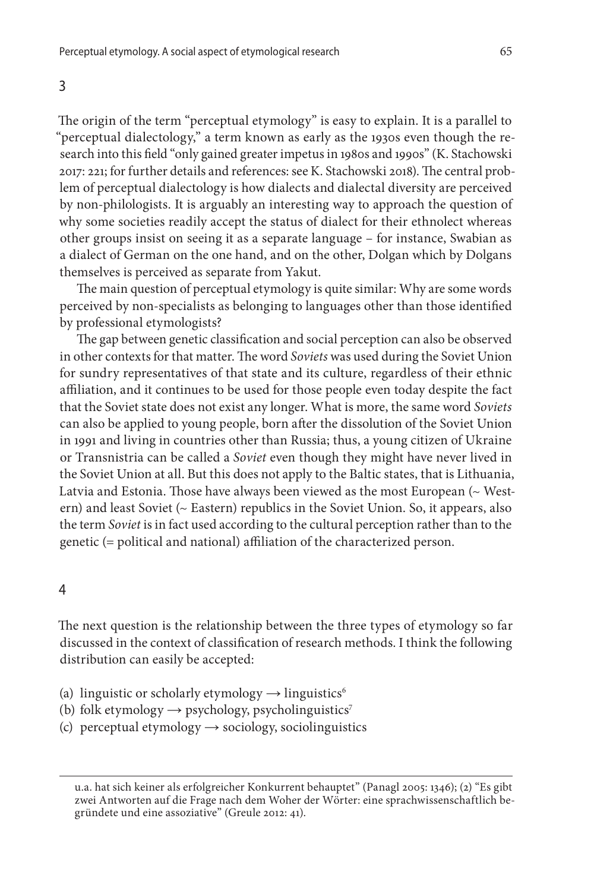## 3

The origin of the term "perceptual etymology" is easy to explain. It is a parallel to "perceptual dialectology," a term known as early as the 1930s even though the research into this field "only gained greater impetus in 1980s and 1990s" (K. Stachowski 2017: 221; for further details and references: see K. Stachowski 2018). The central problem of perceptual dialectology is how dialects and dialectal diversity are perceived by non-philologists. It is arguably an interesting way to approach the question of why some societies readily accept the status of dialect for their ethnolect whereas other groups insist on seeing it as a separate language – for instance, Swabian as a dialect of German on the one hand, and on the other, Dolgan which by Dolgans themselves is perceived as separate from Yakut.

The main question of perceptual etymology is quite similar: Why are some words perceived by non-specialists as belonging to languages other than those identified by professional etymologists?

The gap between genetic classification and social perception can also be observed in other contexts for that matter. The word *Soviets* was used during the Soviet Union for sundry representatives of that state and its culture, regardless of their ethnic affiliation, and it continues to be used for those people even today despite the fact that the Soviet state does not exist any longer. What is more, the same word *Soviets* can also be applied to young people, born after the dissolution of the Soviet Union in 1991 and living in countries other than Russia; thus, a young citizen of Ukraine or Transnistria can be called a *Soviet* even though they might have never lived in the Soviet Union at all. But this does not apply to the Baltic states, that is Lithuania, Latvia and Estonia. Those have always been viewed as the most European (~ Western) and least Soviet (~ Eastern) republics in the Soviet Union. So, it appears, also the term *Soviet* is in fact used according to the cultural perception rather than to the genetic (= political and national) affiliation of the characterized person.

## 4

The next question is the relationship between the three types of etymology so far discussed in the context of classification of research methods. I think the following distribution can easily be accepted:

(a) linguistic or scholarly etymology → linguistics[6]
(b) folk etymology → psychology, psycholinguistics[7]
(c) perceptual etymology → sociology, sociolinguistics

---

u.a. hat sich keiner als erfolgreicher Konkurrent behauptet" (Panagl 2005: 1346); (2) "Es gibt zwei Antworten auf die Frage nach dem Woher der Wörter: eine sprachwissenschaftlich begründete und eine assoziative" (Greule 2012: 41).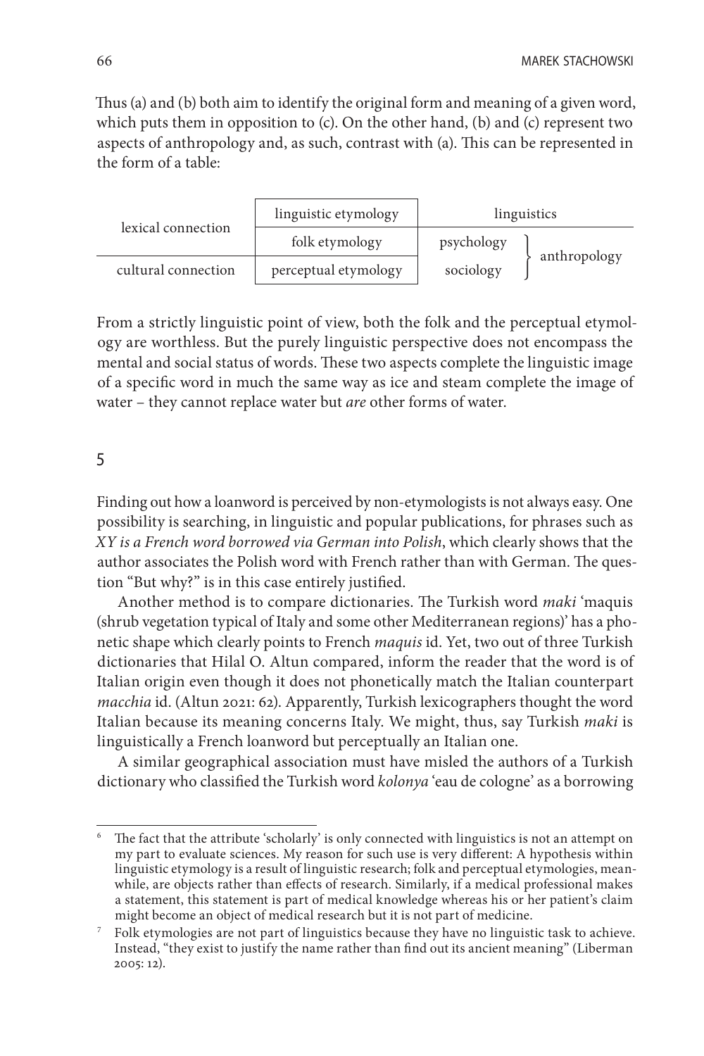Thus (a) and (b) both aim to identify the original form and meaning of a given word, which puts them in opposition to (c). On the other hand, (b) and (c) represent two aspects of anthropology and, as such, contrast with (a). This can be represented in the form of a table:

| | | | |
|---|---|---|---|
| lexical connection | linguistic etymology | linguistics | |
| | folk etymology | psychology | anthropology |
| cultural connection | perceptual etymology | sociology | |

From a strictly linguistic point of view, both the folk and the perceptual etymology are worthless. But the purely linguistic perspective does not encompass the mental and social status of words. These two aspects complete the linguistic image of a specific word in much the same way as ice and steam complete the image of water – they cannot replace water but *are* other forms of water.

## 5

Finding out how a loanword is perceived by non-etymologists is not always easy. One possibility is searching, in linguistic and popular publications, for phrases such as *XY is a French word borrowed via German into Polish*, which clearly shows that the author associates the Polish word with French rather than with German. The question "But why?" is in this case entirely justified.

Another method is to compare dictionaries. The Turkish word *maki* 'maquis (shrub vegetation typical of Italy and some other Mediterranean regions)' has a phonetic shape which clearly points to French *maquis* id. Yet, two out of three Turkish dictionaries that Hilal O. Altun compared, inform the reader that the word is of Italian origin even though it does not phonetically match the Italian counterpart *macchia* id. (Altun 2021: 62). Apparently, Turkish lexicographers thought the word Italian because its meaning concerns Italy. We might, thus, say Turkish *maki* is linguistically a French loanword but perceptually an Italian one.

A similar geographical association must have misled the authors of a Turkish dictionary who classified the Turkish word *kolonya* 'eau de cologne' as a borrowing

---

[6] The fact that the attribute 'scholarly' is only connected with linguistics is not an attempt on my part to evaluate sciences. My reason for such use is very different: A hypothesis within linguistic etymology is a result of linguistic research; folk and perceptual etymologies, meanwhile, are objects rather than effects of research. Similarly, if a medical professional makes a statement, this statement is part of medical knowledge whereas his or her patient's claim might become an object of medical research but it is not part of medicine.

[7] Folk etymologies are not part of linguistics because they have no linguistic task to achieve. Instead, "they exist to justify the name rather than find out its ancient meaning" (Liberman 2005: 12).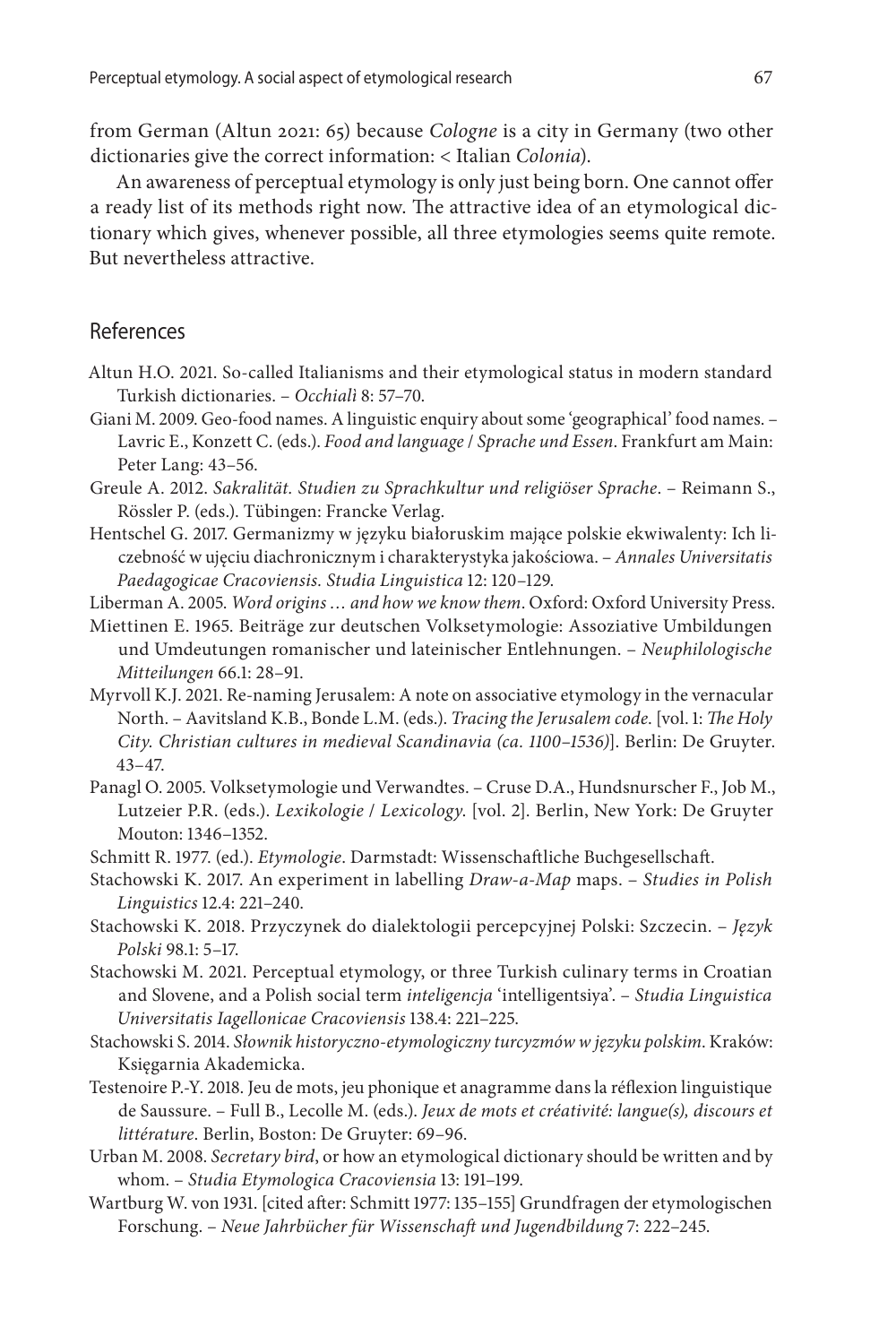from German (Altun 2021: 65) because *Cologne* is a city in Germany (two other dictionaries give the correct information: < Italian *Colonia*).

An awareness of perceptual etymology is only just being born. One cannot offer a ready list of its methods right now. The attractive idea of an etymological dictionary which gives, whenever possible, all three etymologies seems quite remote. But nevertheless attractive.

## References

Altun H.O. 2021. So-called Italianisms and their etymological status in modern standard Turkish dictionaries. – *Occhialì* 8: 57–70.

Giani M. 2009. Geo-food names. A linguistic enquiry about some 'geographical' food names. – Lavric E., Konzett C. (eds.). *Food and language / Sprache und Essen*. Frankfurt am Main: Peter Lang: 43–56.

Greule A. 2012. *Sakralität. Studien zu Sprachkultur und religiöser Sprache*. – Reimann S., Rössler P. (eds.). Tübingen: Francke Verlag.

Hentschel G. 2017. Germanizmy w języku białoruskim mające polskie ekwiwalenty: Ich liczebność w ujęciu diachronicznym i charakterystyka jakościowa. – *Annales Universitatis Paedagogicae Cracoviensis. Studia Linguistica* 12: 120–129.

Liberman A. 2005. *Word origins … and how we know them*. Oxford: Oxford University Press.

Miettinen E. 1965. Beiträge zur deutschen Volksetymologie: Assoziative Umbildungen und Umdeutungen romanischer und lateinischer Entlehnungen. – *Neuphilologische Mitteilungen* 66.1: 28–91.

Myrvoll K.J. 2021. Re-naming Jerusalem: A note on associative etymology in the vernacular North. – Aavitsland K.B., Bonde L.M. (eds.). *Tracing the Jerusalem code*. [vol. 1: *The Holy City. Christian cultures in medieval Scandinavia (ca. 1100–1536)*]. Berlin: De Gruyter. 43–47.

Panagl O. 2005. Volksetymologie und Verwandtes. – Cruse D.A., Hundsnurscher F., Job M., Lutzeier P.R. (eds.). *Lexikologie / Lexicology*. [vol. 2]. Berlin, New York: De Gruyter Mouton: 1346–1352.

Schmitt R. 1977. (ed.). *Etymologie*. Darmstadt: Wissenschaftliche Buchgesellschaft.

Stachowski K. 2017. An experiment in labelling *Draw-a-Map* maps. – *Studies in Polish Linguistics* 12.4: 221–240.

Stachowski K. 2018. Przyczynek do dialektologii percepcyjnej Polski: Szczecin. – *Język Polski* 98.1: 5–17.

Stachowski M. 2021. Perceptual etymology, or three Turkish culinary terms in Croatian and Slovene, and a Polish social term *inteligencja* 'intelligentsiya'. – *Studia Linguistica Universitatis Iagellonicae Cracoviensis* 138.4: 221–225.

Stachowski S. 2014. *Słownik historyczno-etymologiczny turcyzmów w języku polskim*. Kraków: Księgarnia Akademicka.

Testenoire P.-Y. 2018. Jeu de mots, jeu phonique et anagramme dans la réflexion linguistique de Saussure. – Full B., Lecolle M. (eds.). *Jeux de mots et créativité: langue(s), discours et littérature*. Berlin, Boston: De Gruyter: 69–96.

Urban M. 2008. *Secretary bird*, or how an etymological dictionary should be written and by whom. – *Studia Etymologica Cracoviensia* 13: 191–199.

Wartburg W. von 1931. [cited after: Schmitt 1977: 135–155] Grundfragen der etymologischen Forschung. – *Neue Jahrbücher für Wissenschaft und Jugendbildung* 7: 222–245.